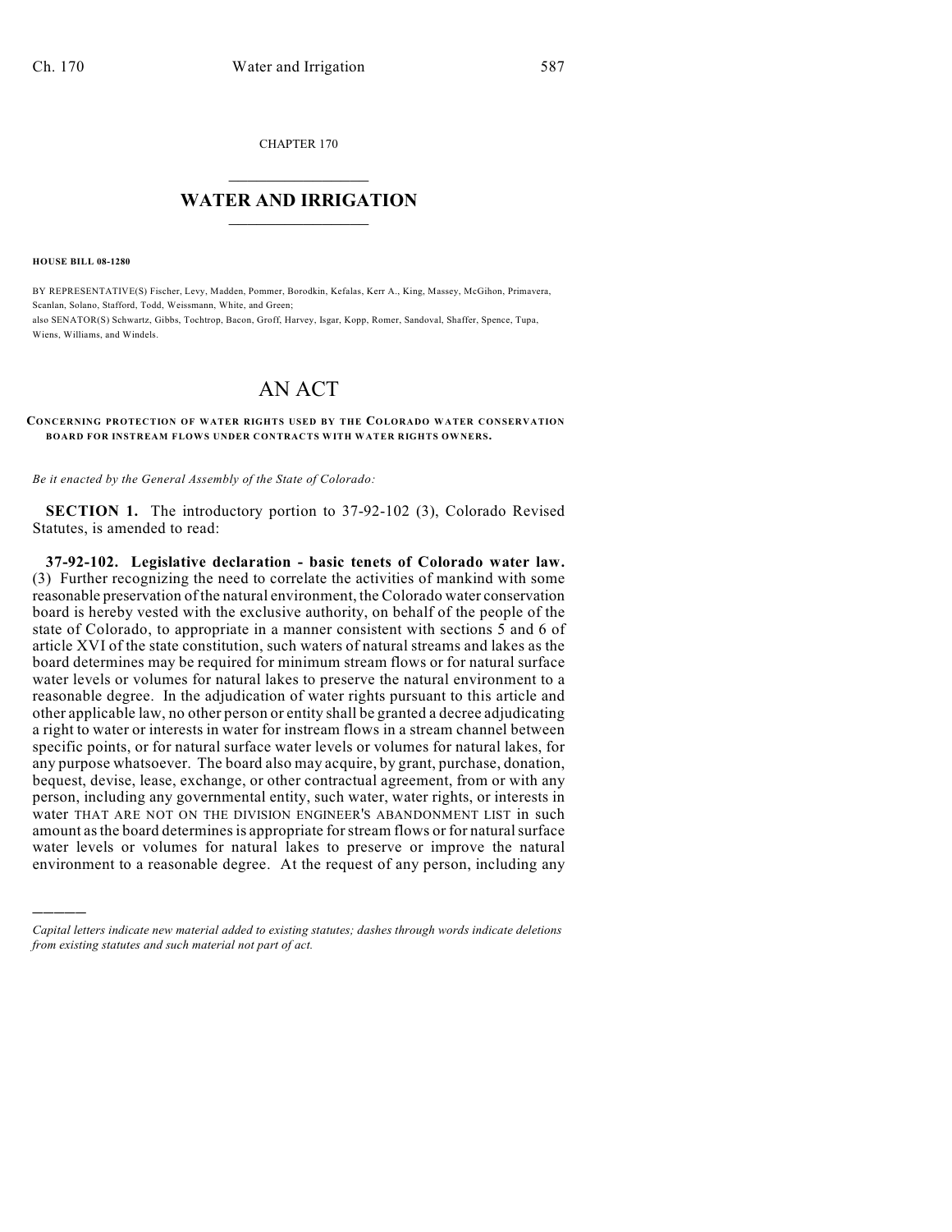CHAPTER 170

# WATER AND IRRIGATION

**HOUSE BILL 08-1280**

BY REPRESENTATIVE(S) Fischer, Levy, Madden, Pommer, Borodkin, Kefalas, Kerr A., King, Massey, McGihon, Primavera, Scanlan, Solano, Stafford, Todd, Weissmann, White, and Green;
also SENATOR(S) Schwartz, Gibbs, Tochtrop, Bacon, Groff, Harvey, Isgar, Kopp, Romer, Sandoval, Shaffer, Spence, Tupa, Wiens, Williams, and Windels.

# AN ACT

**CONCERNING PROTECTION OF WATER RIGHTS USED BY THE COLORADO WATER CONSERVATION BOARD FOR INSTREAM FLOWS UNDER CONTRACTS WITH WATER RIGHTS OWNERS.**

*Be it enacted by the General Assembly of the State of Colorado:*

**SECTION 1.** The introductory portion to 37-92-102 (3), Colorado Revised Statutes, is amended to read:

**37-92-102. Legislative declaration - basic tenets of Colorado water law.** (3) Further recognizing the need to correlate the activities of mankind with some reasonable preservation of the natural environment, the Colorado water conservation board is hereby vested with the exclusive authority, on behalf of the people of the state of Colorado, to appropriate in a manner consistent with sections 5 and 6 of article XVI of the state constitution, such waters of natural streams and lakes as the board determines may be required for minimum stream flows or for natural surface water levels or volumes for natural lakes to preserve the natural environment to a reasonable degree. In the adjudication of water rights pursuant to this article and other applicable law, no other person or entity shall be granted a decree adjudicating a right to water or interests in water for instream flows in a stream channel between specific points, or for natural surface water levels or volumes for natural lakes, for any purpose whatsoever. The board also may acquire, by grant, purchase, donation, bequest, devise, lease, exchange, or other contractual agreement, from or with any person, including any governmental entity, such water, water rights, or interests in water THAT ARE NOT ON THE DIVISION ENGINEER'S ABANDONMENT LIST in such amount as the board determines is appropriate for stream flows or for natural surface water levels or volumes for natural lakes to preserve or improve the natural environment to a reasonable degree. At the request of any person, including any

---

*Capital letters indicate new material added to existing statutes; dashes through words indicate deletions from existing statutes and such material not part of act.*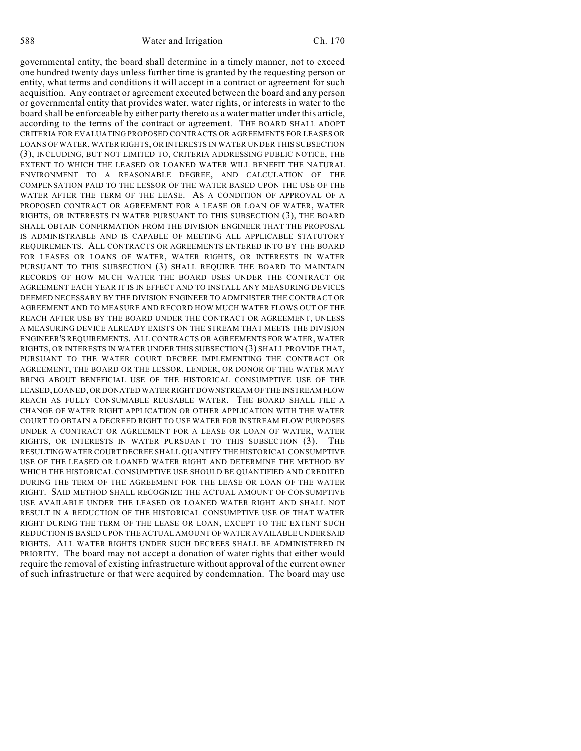governmental entity, the board shall determine in a timely manner, not to exceed one hundred twenty days unless further time is granted by the requesting person or entity, what terms and conditions it will accept in a contract or agreement for such acquisition. Any contract or agreement executed between the board and any person or governmental entity that provides water, water rights, or interests in water to the board shall be enforceable by either party thereto as a water matter under this article, according to the terms of the contract or agreement. THE BOARD SHALL ADOPT CRITERIA FOR EVALUATING PROPOSED CONTRACTS OR AGREEMENTS FOR LEASES OR LOANS OF WATER, WATER RIGHTS, OR INTERESTS IN WATER UNDER THIS SUBSECTION (3), INCLUDING, BUT NOT LIMITED TO, CRITERIA ADDRESSING PUBLIC NOTICE, THE EXTENT TO WHICH THE LEASED OR LOANED WATER WILL BENEFIT THE NATURAL ENVIRONMENT TO A REASONABLE DEGREE, AND CALCULATION OF THE COMPENSATION PAID TO THE LESSOR OF THE WATER BASED UPON THE USE OF THE WATER AFTER THE TERM OF THE LEASE. AS A CONDITION OF APPROVAL OF A PROPOSED CONTRACT OR AGREEMENT FOR A LEASE OR LOAN OF WATER, WATER RIGHTS, OR INTERESTS IN WATER PURSUANT TO THIS SUBSECTION (3), THE BOARD SHALL OBTAIN CONFIRMATION FROM THE DIVISION ENGINEER THAT THE PROPOSAL IS ADMINISTRABLE AND IS CAPABLE OF MEETING ALL APPLICABLE STATUTORY REQUIREMENTS. ALL CONTRACTS OR AGREEMENTS ENTERED INTO BY THE BOARD FOR LEASES OR LOANS OF WATER, WATER RIGHTS, OR INTERESTS IN WATER PURSUANT TO THIS SUBSECTION (3) SHALL REQUIRE THE BOARD TO MAINTAIN RECORDS OF HOW MUCH WATER THE BOARD USES UNDER THE CONTRACT OR AGREEMENT EACH YEAR IT IS IN EFFECT AND TO INSTALL ANY MEASURING DEVICES DEEMED NECESSARY BY THE DIVISION ENGINEER TO ADMINISTER THE CONTRACT OR AGREEMENT AND TO MEASURE AND RECORD HOW MUCH WATER FLOWS OUT OF THE REACH AFTER USE BY THE BOARD UNDER THE CONTRACT OR AGREEMENT, UNLESS A MEASURING DEVICE ALREADY EXISTS ON THE STREAM THAT MEETS THE DIVISION ENGINEER'S REQUIREMENTS. ALL CONTRACTS OR AGREEMENTS FOR WATER, WATER RIGHTS, OR INTERESTS IN WATER UNDER THIS SUBSECTION (3) SHALL PROVIDE THAT, PURSUANT TO THE WATER COURT DECREE IMPLEMENTING THE CONTRACT OR AGREEMENT, THE BOARD OR THE LESSOR, LENDER, OR DONOR OF THE WATER MAY BRING ABOUT BENEFICIAL USE OF THE HISTORICAL CONSUMPTIVE USE OF THE LEASED, LOANED, OR DONATED WATER RIGHT DOWNSTREAM OF THE INSTREAM FLOW REACH AS FULLY CONSUMABLE REUSABLE WATER. THE BOARD SHALL FILE A CHANGE OF WATER RIGHT APPLICATION OR OTHER APPLICATION WITH THE WATER COURT TO OBTAIN A DECREED RIGHT TO USE WATER FOR INSTREAM FLOW PURPOSES UNDER A CONTRACT OR AGREEMENT FOR A LEASE OR LOAN OF WATER, WATER RIGHTS, OR INTERESTS IN WATER PURSUANT TO THIS SUBSECTION (3). THE RESULTING WATER COURT DECREE SHALL QUANTIFY THE HISTORICAL CONSUMPTIVE USE OF THE LEASED OR LOANED WATER RIGHT AND DETERMINE THE METHOD BY WHICH THE HISTORICAL CONSUMPTIVE USE SHOULD BE QUANTIFIED AND CREDITED DURING THE TERM OF THE AGREEMENT FOR THE LEASE OR LOAN OF THE WATER RIGHT. SAID METHOD SHALL RECOGNIZE THE ACTUAL AMOUNT OF CONSUMPTIVE USE AVAILABLE UNDER THE LEASED OR LOANED WATER RIGHT AND SHALL NOT RESULT IN A REDUCTION OF THE HISTORICAL CONSUMPTIVE USE OF THAT WATER RIGHT DURING THE TERM OF THE LEASE OR LOAN, EXCEPT TO THE EXTENT SUCH REDUCTION IS BASED UPON THE ACTUAL AMOUNT OF WATER AVAILABLE UNDER SAID RIGHTS. ALL WATER RIGHTS UNDER SUCH DECREES SHALL BE ADMINISTERED IN PRIORITY. The board may not accept a donation of water rights that either would require the removal of existing infrastructure without approval of the current owner of such infrastructure or that were acquired by condemnation. The board may use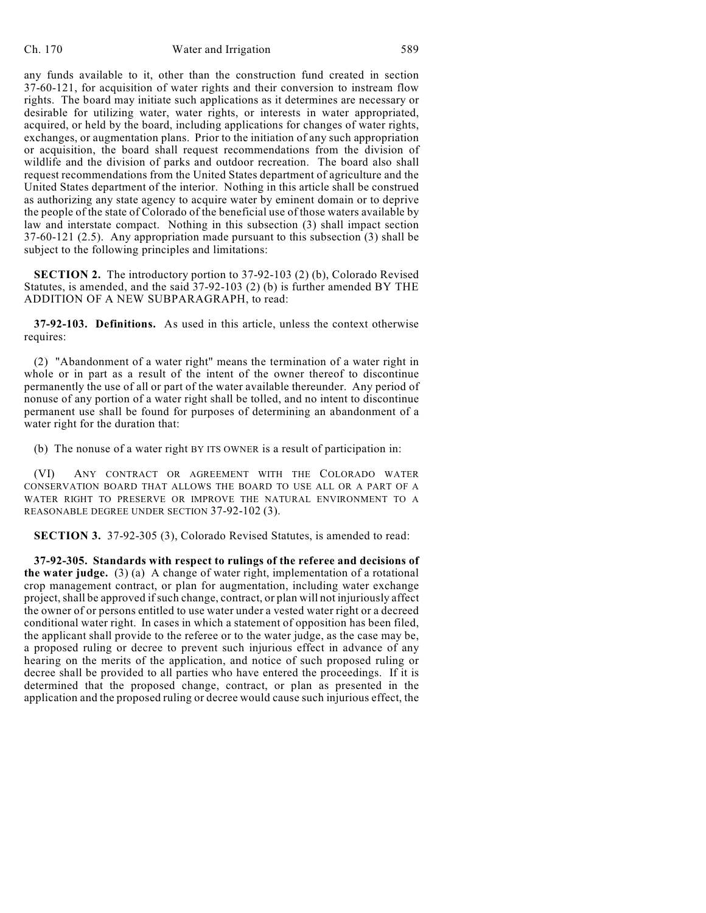any funds available to it, other than the construction fund created in section 37-60-121, for acquisition of water rights and their conversion to instream flow rights. The board may initiate such applications as it determines are necessary or desirable for utilizing water, water rights, or interests in water appropriated, acquired, or held by the board, including applications for changes of water rights, exchanges, or augmentation plans. Prior to the initiation of any such appropriation or acquisition, the board shall request recommendations from the division of wildlife and the division of parks and outdoor recreation. The board also shall request recommendations from the United States department of agriculture and the United States department of the interior. Nothing in this article shall be construed as authorizing any state agency to acquire water by eminent domain or to deprive the people of the state of Colorado of the beneficial use of those waters available by law and interstate compact. Nothing in this subsection (3) shall impact section 37-60-121 (2.5). Any appropriation made pursuant to this subsection (3) shall be subject to the following principles and limitations:

**SECTION 2.** The introductory portion to 37-92-103 (2) (b), Colorado Revised Statutes, is amended, and the said 37-92-103 (2) (b) is further amended BY THE ADDITION OF A NEW SUBPARAGRAPH, to read:

**37-92-103. Definitions.** As used in this article, unless the context otherwise requires:

(2) "Abandonment of a water right" means the termination of a water right in whole or in part as a result of the intent of the owner thereof to discontinue permanently the use of all or part of the water available thereunder. Any period of nonuse of any portion of a water right shall be tolled, and no intent to discontinue permanent use shall be found for purposes of determining an abandonment of a water right for the duration that:

(b) The nonuse of a water right BY ITS OWNER is a result of participation in:

(VI) ANY CONTRACT OR AGREEMENT WITH THE COLORADO WATER CONSERVATION BOARD THAT ALLOWS THE BOARD TO USE ALL OR A PART OF A WATER RIGHT TO PRESERVE OR IMPROVE THE NATURAL ENVIRONMENT TO A REASONABLE DEGREE UNDER SECTION 37-92-102 (3).

**SECTION 3.** 37-92-305 (3), Colorado Revised Statutes, is amended to read:

**37-92-305. Standards with respect to rulings of the referee and decisions of the water judge.** (3) (a) A change of water right, implementation of a rotational crop management contract, or plan for augmentation, including water exchange project, shall be approved if such change, contract, or plan will not injuriously affect the owner of or persons entitled to use water under a vested water right or a decreed conditional water right. In cases in which a statement of opposition has been filed, the applicant shall provide to the referee or to the water judge, as the case may be, a proposed ruling or decree to prevent such injurious effect in advance of any hearing on the merits of the application, and notice of such proposed ruling or decree shall be provided to all parties who have entered the proceedings. If it is determined that the proposed change, contract, or plan as presented in the application and the proposed ruling or decree would cause such injurious effect, the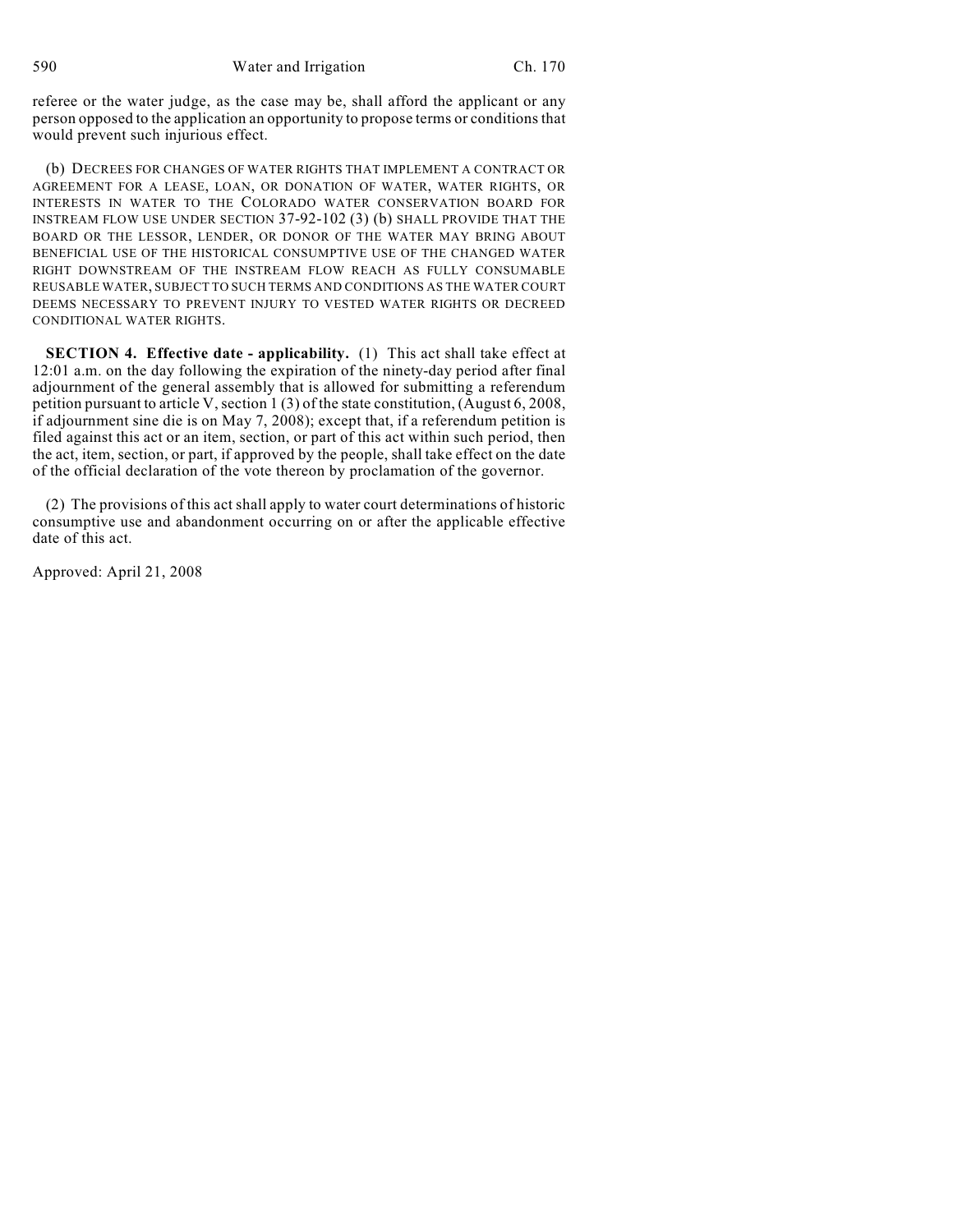referee or the water judge, as the case may be, shall afford the applicant or any person opposed to the application an opportunity to propose terms or conditions that would prevent such injurious effect.

(b) DECREES FOR CHANGES OF WATER RIGHTS THAT IMPLEMENT A CONTRACT OR AGREEMENT FOR A LEASE, LOAN, OR DONATION OF WATER, WATER RIGHTS, OR INTERESTS IN WATER TO THE COLORADO WATER CONSERVATION BOARD FOR INSTREAM FLOW USE UNDER SECTION 37-92-102 (3) (b) SHALL PROVIDE THAT THE BOARD OR THE LESSOR, LENDER, OR DONOR OF THE WATER MAY BRING ABOUT BENEFICIAL USE OF THE HISTORICAL CONSUMPTIVE USE OF THE CHANGED WATER RIGHT DOWNSTREAM OF THE INSTREAM FLOW REACH AS FULLY CONSUMABLE REUSABLE WATER, SUBJECT TO SUCH TERMS AND CONDITIONS AS THE WATER COURT DEEMS NECESSARY TO PREVENT INJURY TO VESTED WATER RIGHTS OR DECREED CONDITIONAL WATER RIGHTS.

**SECTION 4. Effective date - applicability.** (1) This act shall take effect at 12:01 a.m. on the day following the expiration of the ninety-day period after final adjournment of the general assembly that is allowed for submitting a referendum petition pursuant to article V, section 1 (3) of the state constitution, (August 6, 2008, if adjournment sine die is on May 7, 2008); except that, if a referendum petition is filed against this act or an item, section, or part of this act within such period, then the act, item, section, or part, if approved by the people, shall take effect on the date of the official declaration of the vote thereon by proclamation of the governor.

(2) The provisions of this act shall apply to water court determinations of historic consumptive use and abandonment occurring on or after the applicable effective date of this act.

Approved: April 21, 2008